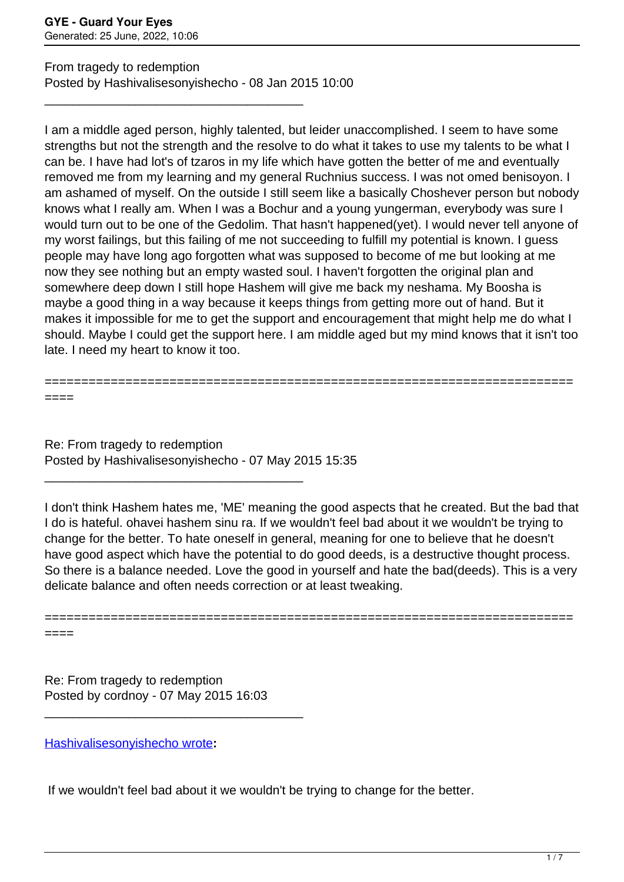From tragedy to redemption
Posted by Hashivalisesonyishecho - 08 Jan 2015 10:00

---

I am a middle aged person, highly talented, but leider unaccomplished. I seem to have some strengths but not the strength and the resolve to do what it takes to use my talents to be what I can be. I have had lot's of tzaros in my life which have gotten the better of me and eventually removed me from my learning and my general Ruchnius success. I was not omed benisoyon. I am ashamed of myself. On the outside I still seem like a basically Choshever person but nobody knows what I really am. When I was a Bochur and a young yungerman, everybody was sure I would turn out to be one of the Gedolim. That hasn't happened(yet). I would never tell anyone of my worst failings, but this failing of me not succeeding to fulfill my potential is known. I guess people may have long ago forgotten what was supposed to become of me but looking at me now they see nothing but an empty wasted soul. I haven't forgotten the original plan and somewhere deep down I still hope Hashem will give me back my neshama. My Boosha is maybe a good thing in a way because it keeps things from getting more out of hand. But it makes it impossible for me to get the support and encouragement that might help me do what I should. Maybe I could get the support here. I am middle aged but my mind knows that it isn't too late. I need my heart to know it too.

============================================================================

Re: From tragedy to redemption
Posted by Hashivalisesonyishecho - 07 May 2015 15:35

---

I don't think Hashem hates me, 'ME' meaning the good aspects that he created. But the bad that I do is hateful. ohavei hashem sinu ra. If we wouldn't feel bad about it we wouldn't be trying to change for the better. To hate oneself in general, meaning for one to believe that he doesn't have good aspect which have the potential to do good deeds, is a destructive thought process. So there is a balance needed. Love the good in yourself and hate the bad(deeds). This is a very delicate balance and often needs correction or at least tweaking.

============================================================================

Re: From tragedy to redemption
Posted by cordnoy - 07 May 2015 16:03

---

Hashivalisesonyishecho wrote**:**

If we wouldn't feel bad about it we wouldn't be trying to change for the better.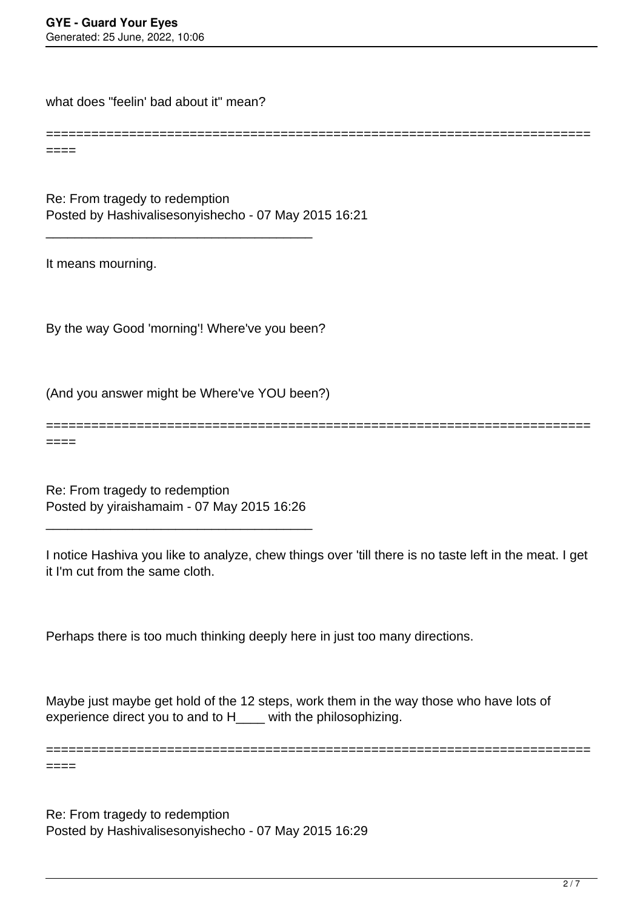what does "feelin' bad about it" mean?

============================================================================

Re: From tragedy to redemption
Posted by Hashivalisesonyishecho - 07 May 2015 16:21

_____________________________________

It means mourning.

By the way Good 'morning'! Where've you been?

(And you answer might be Where've YOU been?)

============================================================================

Re: From tragedy to redemption
Posted by yiraishamaim - 07 May 2015 16:26

_____________________________________

I notice Hashiva you like to analyze, chew things over 'till there is no taste left in the meat. I get it I'm cut from the same cloth.

Perhaps there is too much thinking deeply here in just too many directions.

Maybe just maybe get hold of the 12 steps, work them in the way those who have lots of experience direct you to and to H____ with the philosophizing.

============================================================================

Re: From tragedy to redemption
Posted by Hashivalisesonyishecho - 07 May 2015 16:29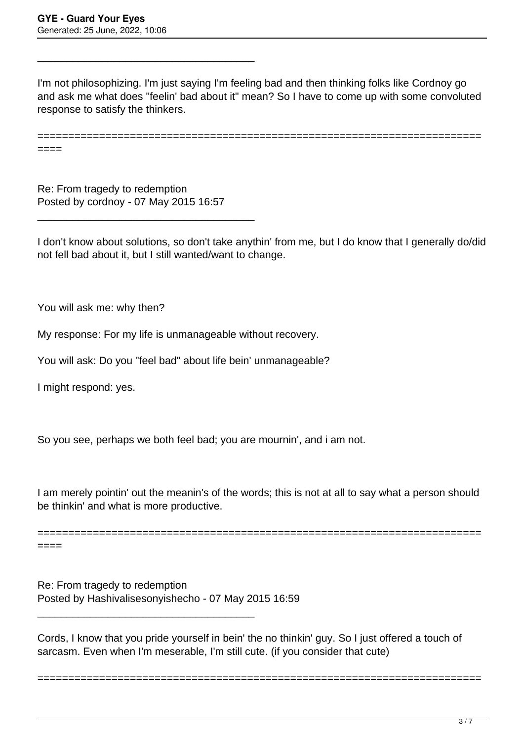I'm not philosophizing. I'm just saying I'm feeling bad and then thinking folks like Cordnoy go and ask me what does "feelin' bad about it" mean? So I have to come up with some convoluted response to satisfy the thinkers.

---

Re: From tragedy to redemption
Posted by cordnoy - 07 May 2015 16:57

---

I don't know about solutions, so don't take anythin' from me, but I do know that I generally do/did not fell bad about it, but I still wanted/want to change.

You will ask me: why then?

My response: For my life is unmanageable without recovery.

You will ask: Do you "feel bad" about life bein' unmanageable?

I might respond: yes.

So you see, perhaps we both feel bad; you are mournin', and i am not.

I am merely pointin' out the meanin's of the words; this is not at all to say what a person should be thinkin' and what is more productive.

---

Re: From tragedy to redemption
Posted by Hashivalisesonyishecho - 07 May 2015 16:59

---

Cords, I know that you pride yourself in bein' the no thinkin' guy. So I just offered a touch of sarcasm. Even when I'm meserable, I'm still cute. (if you consider that cute)

---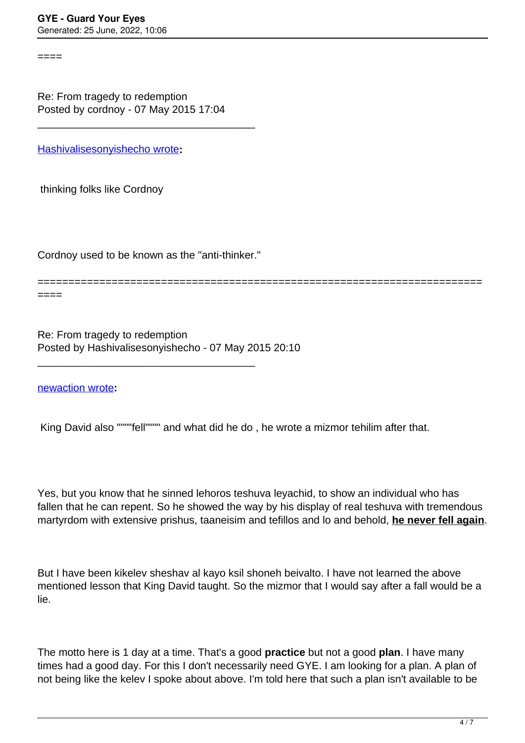====

Re: From tragedy to redemption
Posted by cordnoy - 07 May 2015 17:04

_____________________________________

Hashivalisesonyishecho wrote**:**

thinking folks like Cordnoy

Cordnoy used to be known as the "anti-thinker."

============================================================================

Re: From tragedy to redemption
Posted by Hashivalisesonyishecho - 07 May 2015 20:10

_____________________________________

newaction wrote**:**

King David also """"fell"""" and what did he do , he wrote a mizmor tehilim after that.

Yes, but you know that he sinned lehoros teshuva leyachid, to show an individual who has fallen that he can repent. So he showed the way by his display of real teshuva with tremendous martyrdom with extensive prishus, taaneisim and tefillos and lo and behold, **he never fell again**.

But I have been kikelev sheshav al kayo ksil shoneh beivalto. I have not learned the above mentioned lesson that King David taught. So the mizmor that I would say after a fall would be a lie.

The motto here is 1 day at a time. That's a good **practice** but not a good **plan**. I have many times had a good day. For this I don't necessarily need GYE. I am looking for a plan. A plan of not being like the kelev I spoke about above. I'm told here that such a plan isn't available to be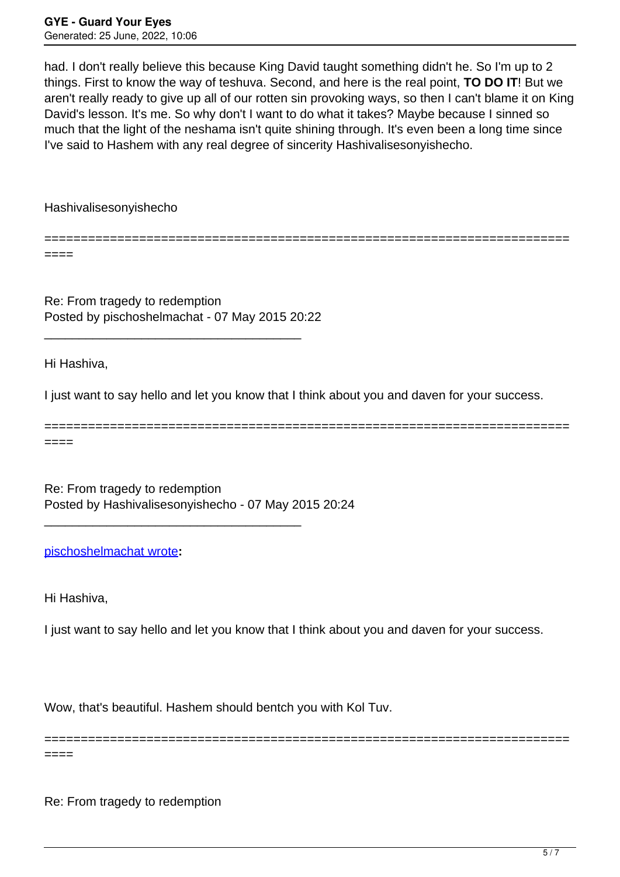had. I don't really believe this because King David taught something didn't he. So I'm up to 2 things. First to know the way of teshuva. Second, and here is the real point, **TO DO IT**! But we aren't really ready to give up all of our rotten sin provoking ways, so then I can't blame it on King David's lesson. It's me. So why don't I want to do what it takes? Maybe because I sinned so much that the light of the neshama isn't quite shining through. It's even been a long time since I've said to Hashem with any real degree of sincerity Hashivalisesonyishecho.

Hashivalisesonyishecho

============================================================================

Re: From tragedy to redemption
Posted by pischoshelmachat - 07 May 2015 20:22

---

Hi Hashiva,

I just want to say hello and let you know that I think about you and daven for your success.

============================================================================

Re: From tragedy to redemption
Posted by Hashivalisesonyishecho - 07 May 2015 20:24

---

pischoshelmachat wrote**:**

> Hi Hashiva,
>
> I just want to say hello and let you know that I think about you and daven for your success.

Wow, that's beautiful. Hashem should bentch you with Kol Tuv.

============================================================================

Re: From tragedy to redemption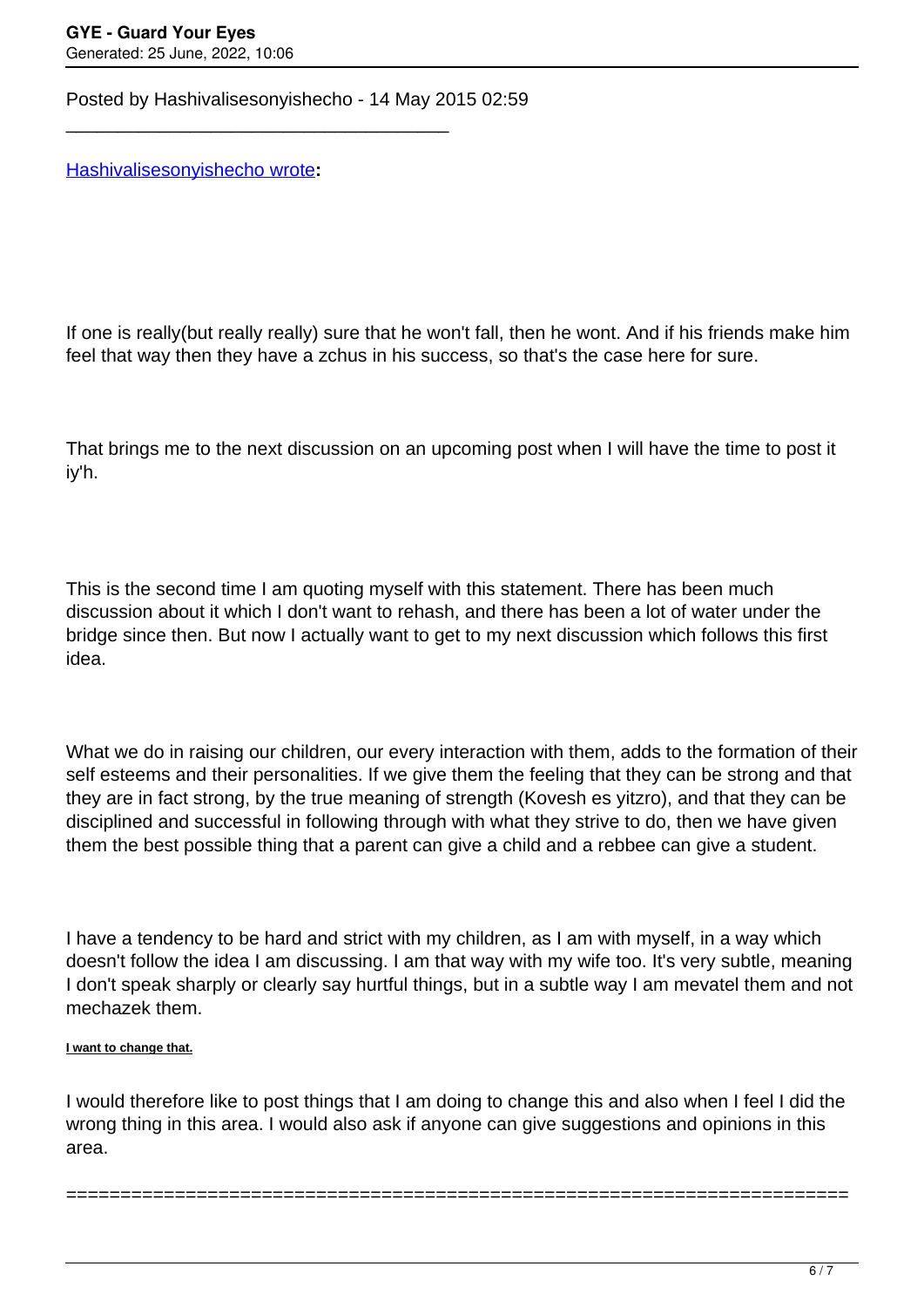Posted by Hashivalisesonyishecho - 14 May 2015 02:59

_____________________________________

Hashivalisesonyishecho wrote**:**

If one is really(but really really) sure that he won't fall, then he wont. And if his friends make him feel that way then they have a zchus in his success, so that's the case here for sure.

That brings me to the next discussion on an upcoming post when I will have the time to post it iy'h.

This is the second time I am quoting myself with this statement. There has been much discussion about it which I don't want to rehash, and there has been a lot of water under the bridge since then. But now I actually want to get to my next discussion which follows this first idea.

What we do in raising our children, our every interaction with them, adds to the formation of their self esteems and their personalities. If we give them the feeling that they can be strong and that they are in fact strong, by the true meaning of strength (Kovesh es yitzro), and that they can be disciplined and successful in following through with what they strive to do, then we have given them the best possible thing that a parent can give a child and a rebbee can give a student.

I have a tendency to be hard and strict with my children, as I am with myself, in a way which doesn't follow the idea I am discussing. I am that way with my wife too. It's very subtle, meaning I don't speak sharply or clearly say hurtful things, but in a subtle way I am mevatel them and not mechazek them.

**I want to change that.**

I would therefore like to post things that I am doing to change this and also when I feel I did the wrong thing in this area. I would also ask if anyone can give suggestions and opinions in this area.

========================================================================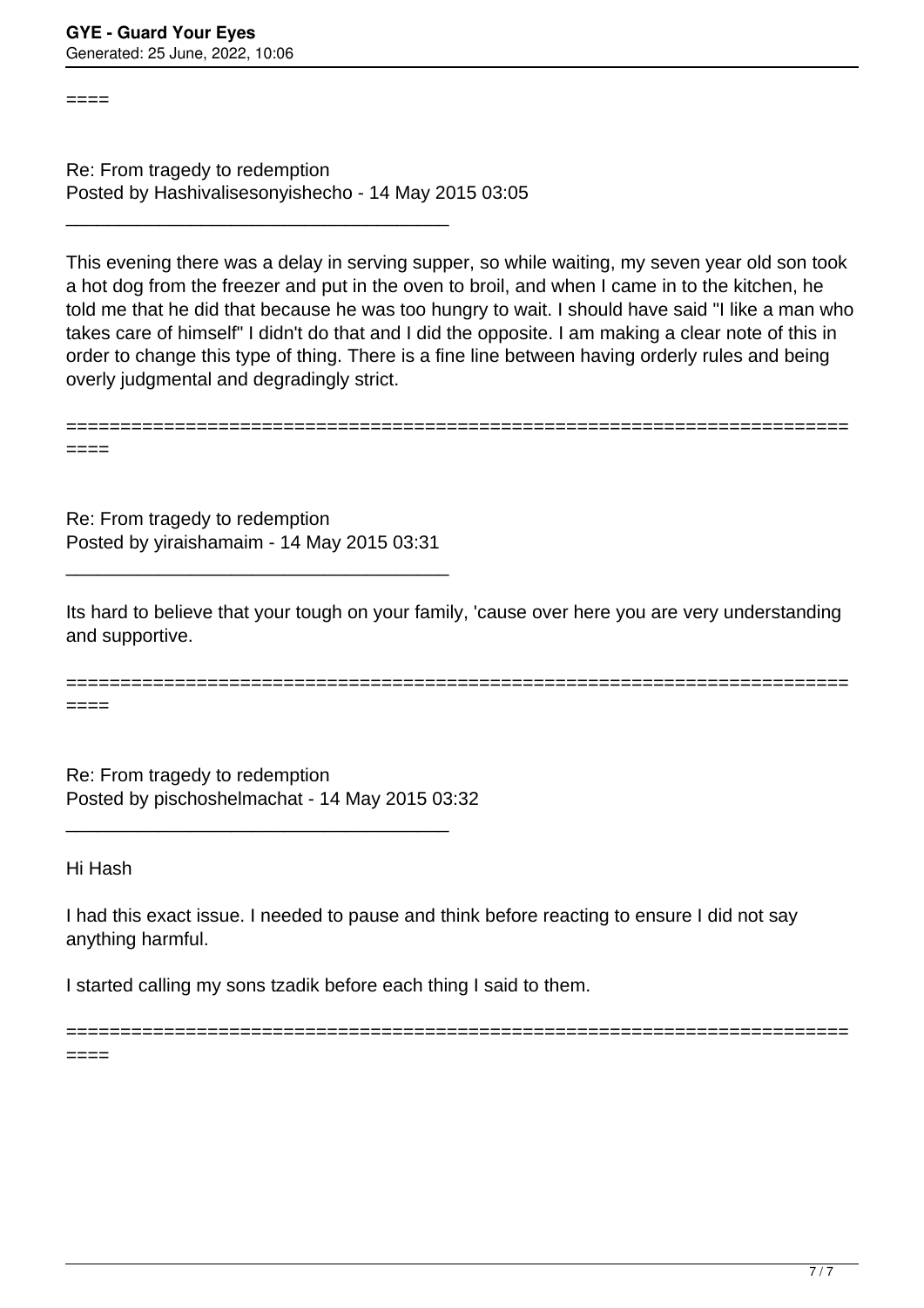====

Re: From tragedy to redemption
Posted by Hashivalisesonyishecho - 14 May 2015 03:05

_____________________________________

This evening there was a delay in serving supper, so while waiting, my seven year old son took a hot dog from the freezer and put in the oven to broil, and when I came in to the kitchen, he told me that he did that because he was too hungry to wait. I should have said "I like a man who takes care of himself" I didn't do that and I did the opposite. I am making a clear note of this in order to change this type of thing. There is a fine line between having orderly rules and being overly judgmental and degradingly strict.

============================================================================

Re: From tragedy to redemption
Posted by yiraishamaim - 14 May 2015 03:31

_____________________________________

Its hard to believe that your tough on your family, 'cause over here you are very understanding and supportive.

============================================================================

Re: From tragedy to redemption
Posted by pischoshelmachat - 14 May 2015 03:32

_____________________________________

Hi Hash

I had this exact issue. I needed to pause and think before reacting to ensure I did not say anything harmful.

I started calling my sons tzadik before each thing I said to them.

============================================================================